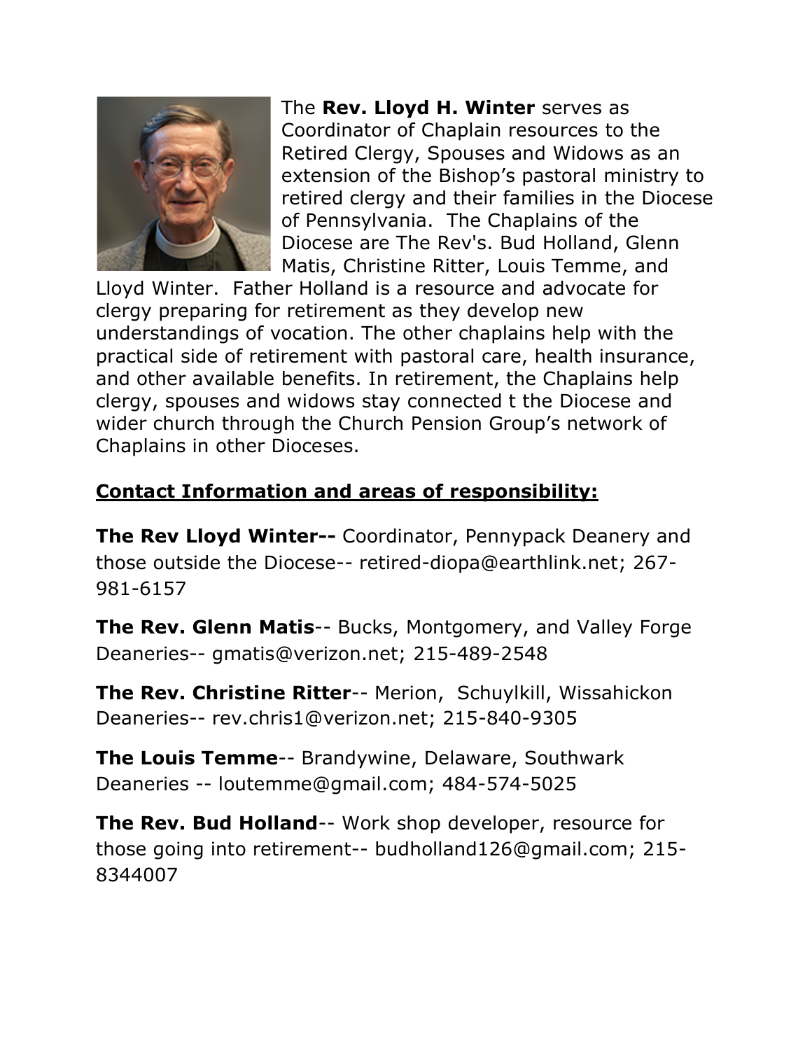The **Rev. Lloyd H. Winter** serves as Coordinator of Chaplain resources to the Retired Clergy, Spouses and Widows as an extension of the Bishop's pastoral ministry to retired clergy and their families in the Diocese of Pennsylvania. The Chaplains of the Diocese are The Rev's. Bud Holland, Glenn Matis, Christine Ritter, Louis Temme, and Lloyd Winter. Father Holland is a resource and advocate for clergy preparing for retirement as they develop new understandings of vocation. The other chaplains help with the practical side of retirement with pastoral care, health insurance, and other available benefits. In retirement, the Chaplains help clergy, spouses and widows stay connected t the Diocese and wider church through the Church Pension Group's network of Chaplains in other Dioceses.

**<u>Contact Information and areas of responsibility:</u>**

**The Rev Lloyd Winter--** Coordinator, Pennypack Deanery and those outside the Diocese-- retired-diopa@earthlink.net; 267-981-6157

**The Rev. Glenn Matis**-- Bucks, Montgomery, and Valley Forge Deaneries-- gmatis@verizon.net; 215-489-2548

**The Rev. Christine Ritter**-- Merion, Schuylkill, Wissahickon Deaneries-- rev.chris1@verizon.net; 215-840-9305

**The Louis Temme**-- Brandywine, Delaware, Southwark Deaneries -- loutemme@gmail.com; 484-574-5025

**The Rev. Bud Holland**-- Work shop developer, resource for those going into retirement-- budholland126@gmail.com; 215-8344007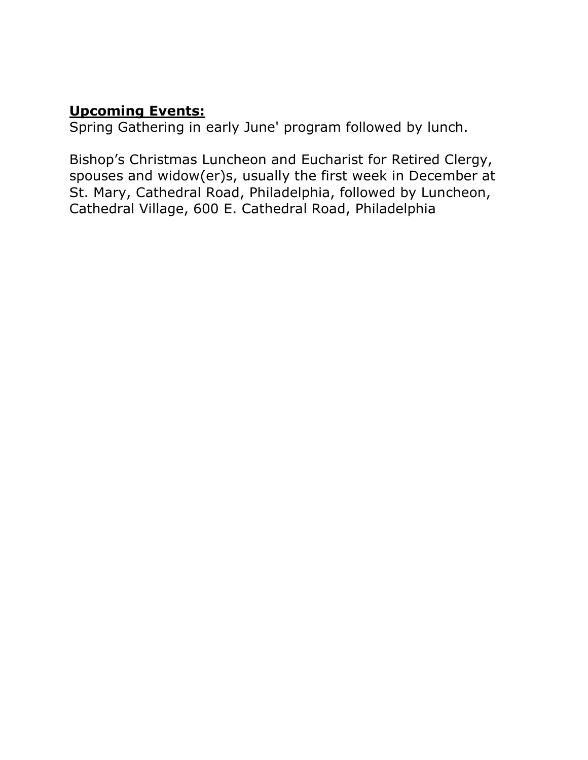**<u>Upcoming Events:</u>**
Spring Gathering in early June' program followed by lunch.

Bishop's Christmas Luncheon and Eucharist for Retired Clergy, spouses and widow(er)s, usually the first week in December at St. Mary, Cathedral Road, Philadelphia, followed by Luncheon, Cathedral Village, 600 E. Cathedral Road, Philadelphia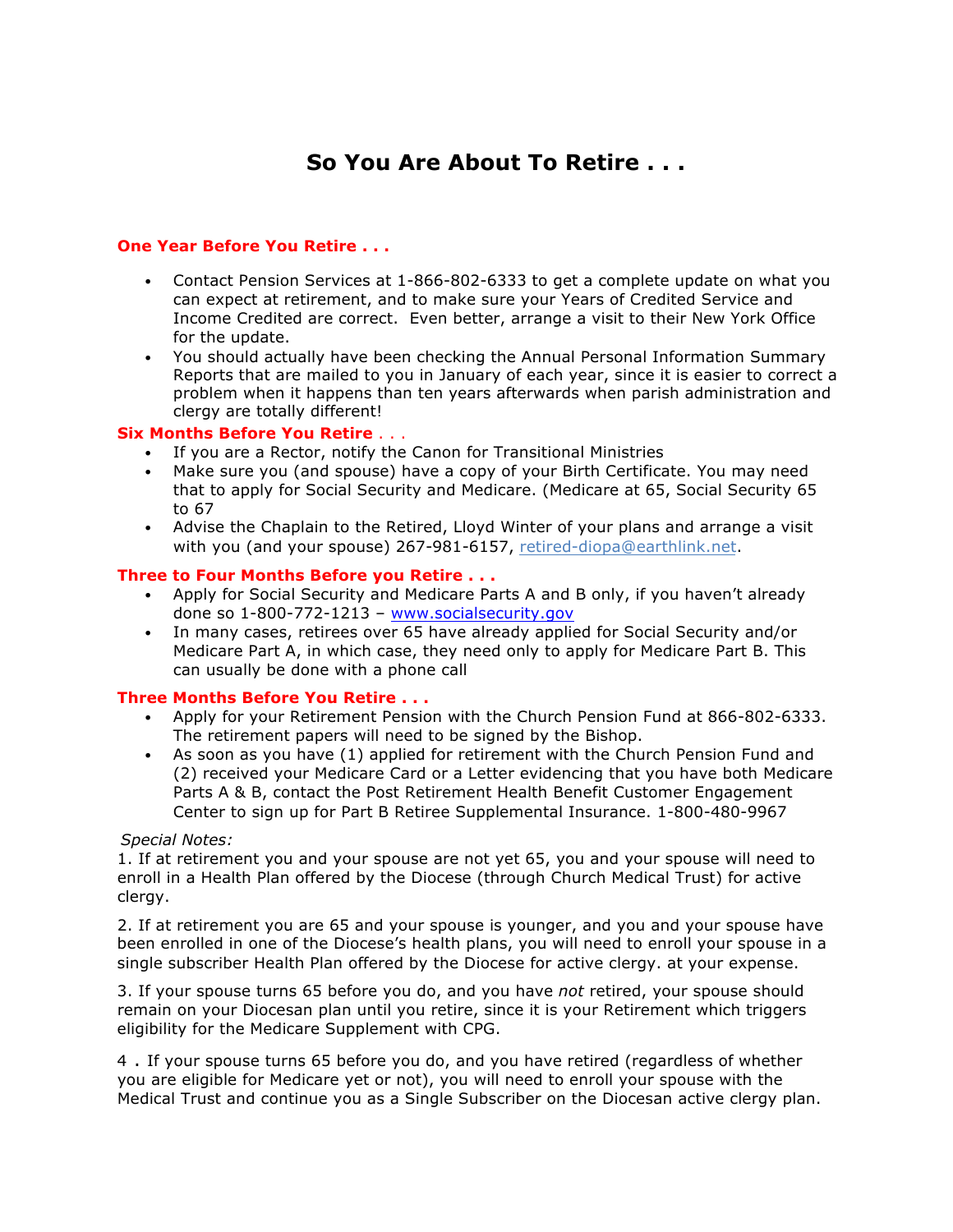# So You Are About To Retire . . .

## One Year Before You Retire . . .

- Contact Pension Services at 1-866-802-6333 to get a complete update on what you can expect at retirement, and to make sure your Years of Credited Service and Income Credited are correct. Even better, arrange a visit to their New York Office for the update.
- You should actually have been checking the Annual Personal Information Summary Reports that are mailed to you in January of each year, since it is easier to correct a problem when it happens than ten years afterwards when parish administration and clergy are totally different!

## Six Months Before You Retire . . .

- If you are a Rector, notify the Canon for Transitional Ministries
- Make sure you (and spouse) have a copy of your Birth Certificate. You may need that to apply for Social Security and Medicare. (Medicare at 65, Social Security 65 to 67
- Advise the Chaplain to the Retired, Lloyd Winter of your plans and arrange a visit with you (and your spouse) 267-981-6157, retired-diopa@earthlink.net.

## Three to Four Months Before you Retire . . .

- Apply for Social Security and Medicare Parts A and B only, if you haven't already done so 1-800-772-1213 – www.socialsecurity.gov
- In many cases, retirees over 65 have already applied for Social Security and/or Medicare Part A, in which case, they need only to apply for Medicare Part B. This can usually be done with a phone call

## Three Months Before You Retire . . .

- Apply for your Retirement Pension with the Church Pension Fund at 866-802-6333. The retirement papers will need to be signed by the Bishop.
- As soon as you have (1) applied for retirement with the Church Pension Fund and (2) received your Medicare Card or a Letter evidencing that you have both Medicare Parts A & B, contact the Post Retirement Health Benefit Customer Engagement Center to sign up for Part B Retiree Supplemental Insurance. 1-800-480-9967

*Special Notes:*

1. If at retirement you and your spouse are not yet 65, you and your spouse will need to enroll in a Health Plan offered by the Diocese (through Church Medical Trust) for active clergy.

2. If at retirement you are 65 and your spouse is younger, and you and your spouse have been enrolled in one of the Diocese's health plans, you will need to enroll your spouse in a single subscriber Health Plan offered by the Diocese for active clergy. at your expense.

3. If your spouse turns 65 before you do, and you have *not* retired, your spouse should remain on your Diocesan plan until you retire, since it is your Retirement which triggers eligibility for the Medicare Supplement with CPG.

4 . If your spouse turns 65 before you do, and you have retired (regardless of whether you are eligible for Medicare yet or not), you will need to enroll your spouse with the Medical Trust and continue you as a Single Subscriber on the Diocesan active clergy plan.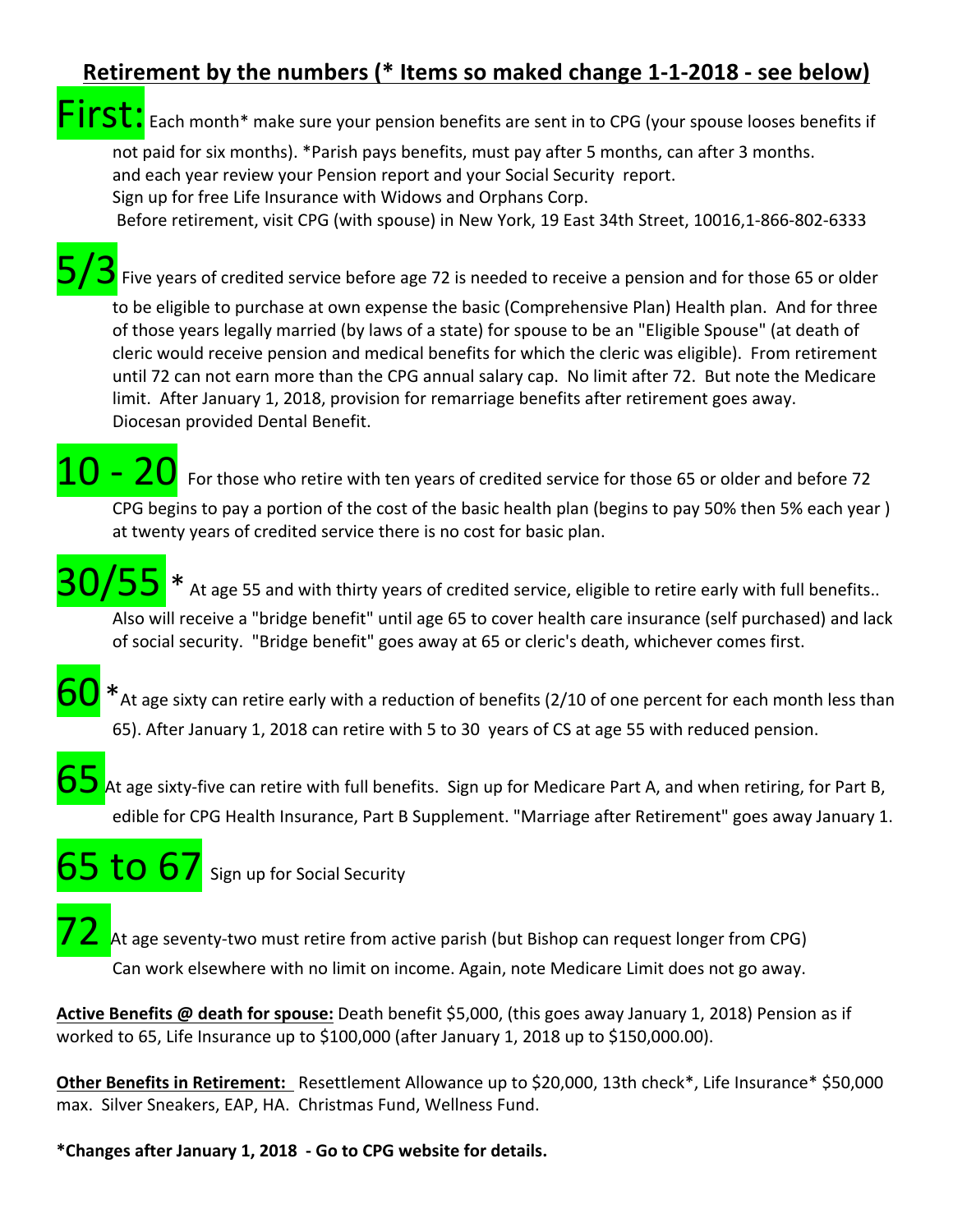## Retirement by the numbers (* Items so maked change 1-1-2018 - see below)

**First:** Each month* make sure your pension benefits are sent in to CPG (your spouse looses benefits if not paid for six months). *Parish pays benefits, must pay after 5 months, can after 3 months. and each year review your Pension report and your Social Security report.
Sign up for free Life Insurance with Widows and Orphans Corp.
Before retirement, visit CPG (with spouse) in New York, 19 East 34th Street, 10016,1-866-802-6333

**5/3** Five years of credited service before age 72 is needed to receive a pension and for those 65 or older to be eligible to purchase at own expense the basic (Comprehensive Plan) Health plan. And for three of those years legally married (by laws of a state) for spouse to be an "Eligible Spouse" (at death of cleric would receive pension and medical benefits for which the cleric was eligible). From retirement until 72 can not earn more than the CPG annual salary cap. No limit after 72. But note the Medicare limit. After January 1, 2018, provision for remarriage benefits after retirement goes away. Diocesan provided Dental Benefit.

**10 - 20** For those who retire with ten years of credited service for those 65 or older and before 72 CPG begins to pay a portion of the cost of the basic health plan (begins to pay 50% then 5% each year ) at twenty years of credited service there is no cost for basic plan.

**30/55** * At age 55 and with thirty years of credited service, eligible to retire early with full benefits.. Also will receive a "bridge benefit" until age 65 to cover health care insurance (self purchased) and lack of social security. "Bridge benefit" goes away at 65 or cleric's death, whichever comes first.

**60** *At age sixty can retire early with a reduction of benefits (2/10 of one percent for each month less than 65). After January 1, 2018 can retire with 5 to 30 years of CS at age 55 with reduced pension.

**65** At age sixty-five can retire with full benefits. Sign up for Medicare Part A, and when retiring, for Part B, edible for CPG Health Insurance, Part B Supplement. "Marriage after Retirement" goes away January 1.

**65 to 67** Sign up for Social Security

**72** At age seventy-two must retire from active parish (but Bishop can request longer from CPG) Can work elsewhere with no limit on income. Again, note Medicare Limit does not go away.

**Active Benefits @ death for spouse:** Death benefit $5,000, (this goes away January 1, 2018) Pension as if worked to 65, Life Insurance up to $100,000 (after January 1, 2018 up to $150,000.00).

**Other Benefits in Retirement:** Resettlement Allowance up to $20,000, 13th check*, Life Insurance* $50,000 max. Silver Sneakers, EAP, HA. Christmas Fund, Wellness Fund.

**\*Changes after January 1, 2018 - Go to CPG website for details.**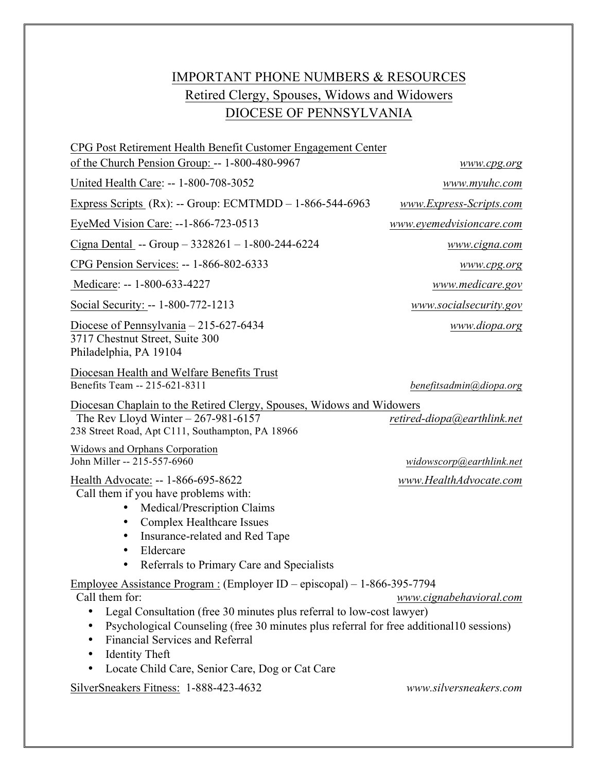# IMPORTANT PHONE NUMBERS & RESOURCES

## Retired Clergy, Spouses, Widows and Widowers

## DIOCESE OF PENNSYLVANIA

CPG Post Retirement Health Benefit Customer Engagement Center of the Church Pension Group: -- 1-800-480-9967 — *www.cpg.org*

United Health Care: -- 1-800-708-3052 — *www.myuhc.com*

Express Scripts (Rx): -- Group: ECMTMDD – 1-866-544-6963 — *www.Express-Scripts.com*

EyeMed Vision Care: --1-866-723-0513 — *www.eyemedvisioncare.com*

Cigna Dental -- Group – 3328261 – 1-800-244-6224 — *www.cigna.com*

CPG Pension Services: -- 1-866-802-6333 — *www.cpg.org*

Medicare: -- 1-800-633-4227 — *www.medicare.gov*

Social Security: -- 1-800-772-1213 — *www.socialsecurity.gov*

Diocese of Pennsylvania – 215-627-6434 — *www.diopa.org*
3717 Chestnut Street, Suite 300
Philadelphia, PA 19104

Diocesan Health and Welfare Benefits Trust
Benefits Team -- 215-621-8311 — *benefitsadmin@diopa.org*

Diocesan Chaplain to the Retired Clergy, Spouses, Widows and Widowers
The Rev Lloyd Winter – 267-981-6157 — *retired-diopa@earthlink.net*
238 Street Road, Apt C111, Southampton, PA 18966

Widows and Orphans Corporation
John Miller -- 215-557-6960 — *widowscorp@earthlink.net*

Health Advocate: -- 1-866-695-8622 — *www.HealthAdvocate.com*
Call them if you have problems with:

- Medical/Prescription Claims
- Complex Healthcare Issues
- Insurance-related and Red Tape
- Eldercare
- Referrals to Primary Care and Specialists

Employee Assistance Program : (Employer ID – episcopal) – 1-866-395-7794
Call them for: — *www.cignabehavioral.com*

- Legal Consultation (free 30 minutes plus referral to low-cost lawyer)
- Psychological Counseling (free 30 minutes plus referral for free additional10 sessions)
- Financial Services and Referral
- Identity Theft
- Locate Child Care, Senior Care, Dog or Cat Care

SilverSneakers Fitness: 1-888-423-4632 — www.silversneakers.com